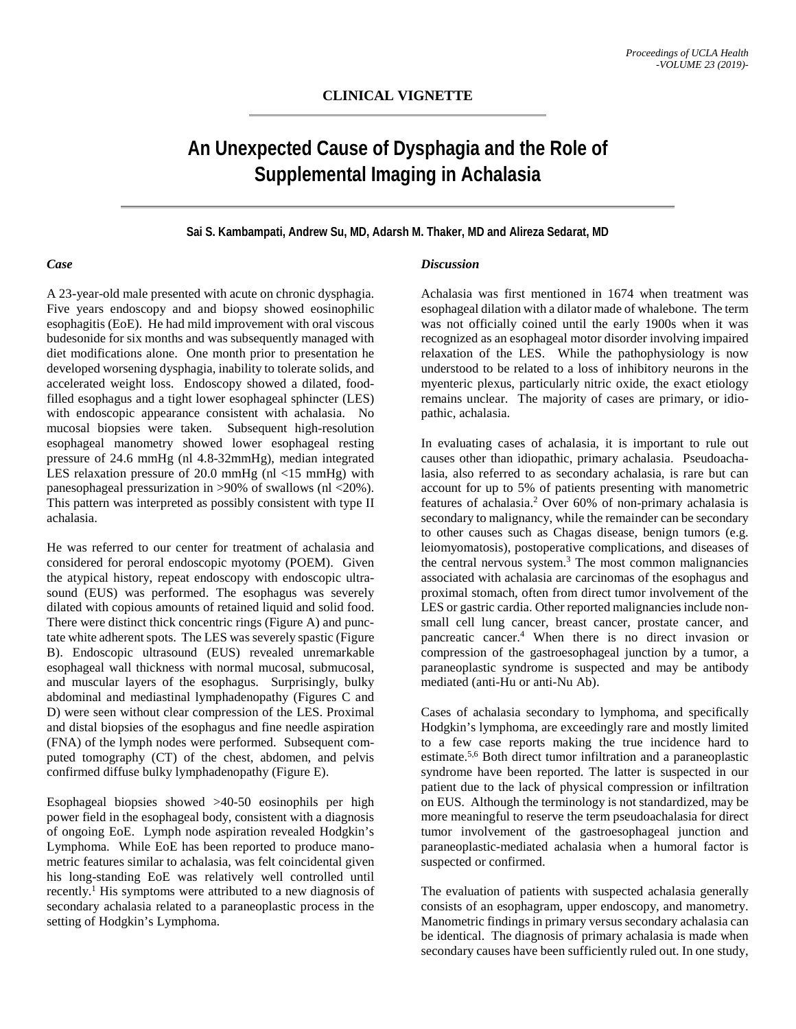## CLINICAL VIGNETTE

# An Unexpected Cause of Dysphagia and the Role of Supplemental Imaging in Achalasia

**Sai S. Kambampati, Andrew Su, MD, Adarsh M. Thaker, MD and Alireza Sedarat, MD**

### *Case*

A 23-year-old male presented with acute on chronic dysphagia. Five years endoscopy and and biopsy showed eosinophilic esophagitis (EoE). He had mild improvement with oral viscous budesonide for six months and was subsequently managed with diet modifications alone. One month prior to presentation he developed worsening dysphagia, inability to tolerate solids, and accelerated weight loss. Endoscopy showed a dilated, food-filled esophagus and a tight lower esophageal sphincter (LES) with endoscopic appearance consistent with achalasia. No mucosal biopsies were taken. Subsequent high-resolution esophageal manometry showed lower esophageal resting pressure of 24.6 mmHg (nl 4.8-32mmHg), median integrated LES relaxation pressure of 20.0 mmHg (nl <15 mmHg) with panesophageal pressurization in >90% of swallows (nl <20%). This pattern was interpreted as possibly consistent with type II achalasia.

He was referred to our center for treatment of achalasia and considered for peroral endoscopic myotomy (POEM). Given the atypical history, repeat endoscopy with endoscopic ultrasound (EUS) was performed. The esophagus was severely dilated with copious amounts of retained liquid and solid food. There were distinct thick concentric rings (Figure A) and punctate white adherent spots. The LES was severely spastic (Figure B). Endoscopic ultrasound (EUS) revealed unremarkable esophageal wall thickness with normal mucosal, submucosal, and muscular layers of the esophagus. Surprisingly, bulky abdominal and mediastinal lymphadenopathy (Figures C and D) were seen without clear compression of the LES. Proximal and distal biopsies of the esophagus and fine needle aspiration (FNA) of the lymph nodes were performed. Subsequent computed tomography (CT) of the chest, abdomen, and pelvis confirmed diffuse bulky lymphadenopathy (Figure E).

Esophageal biopsies showed >40-50 eosinophils per high power field in the esophageal body, consistent with a diagnosis of ongoing EoE. Lymph node aspiration revealed Hodgkin's Lymphoma. While EoE has been reported to produce manometric features similar to achalasia, was felt coincidental given his long-standing EoE was relatively well controlled until recently.[1] His symptoms were attributed to a new diagnosis of secondary achalasia related to a paraneoplastic process in the setting of Hodgkin's Lymphoma.

### *Discussion*

Achalasia was first mentioned in 1674 when treatment was esophageal dilation with a dilator made of whalebone. The term was not officially coined until the early 1900s when it was recognized as an esophageal motor disorder involving impaired relaxation of the LES. While the pathophysiology is now understood to be related to a loss of inhibitory neurons in the myenteric plexus, particularly nitric oxide, the exact etiology remains unclear. The majority of cases are primary, or idiopathic, achalasia.

In evaluating cases of achalasia, it is important to rule out causes other than idiopathic, primary achalasia. Pseudoachalasia, also referred to as secondary achalasia, is rare but can account for up to 5% of patients presenting with manometric features of achalasia.[2] Over 60% of non-primary achalasia is secondary to malignancy, while the remainder can be secondary to other causes such as Chagas disease, benign tumors (e.g. leiomyomatosis), postoperative complications, and diseases of the central nervous system.[3] The most common malignancies associated with achalasia are carcinomas of the esophagus and proximal stomach, often from direct tumor involvement of the LES or gastric cardia. Other reported malignancies include non-small cell lung cancer, breast cancer, prostate cancer, and pancreatic cancer.[4] When there is no direct invasion or compression of the gastroesophageal junction by a tumor, a paraneoplastic syndrome is suspected and may be antibody mediated (anti-Hu or anti-Nu Ab).

Cases of achalasia secondary to lymphoma, and specifically Hodgkin's lymphoma, are exceedingly rare and mostly limited to a few case reports making the true incidence hard to estimate.[5,6] Both direct tumor infiltration and a paraneoplastic syndrome have been reported. The latter is suspected in our patient due to the lack of physical compression or infiltration on EUS. Although the terminology is not standardized, may be more meaningful to reserve the term pseudoachalasia for direct tumor involvement of the gastroesophageal junction and paraneoplastic-mediated achalasia when a humoral factor is suspected or confirmed.

The evaluation of patients with suspected achalasia generally consists of an esophagram, upper endoscopy, and manometry. Manometric findings in primary versus secondary achalasia can be identical. The diagnosis of primary achalasia is made when secondary causes have been sufficiently ruled out. In one study,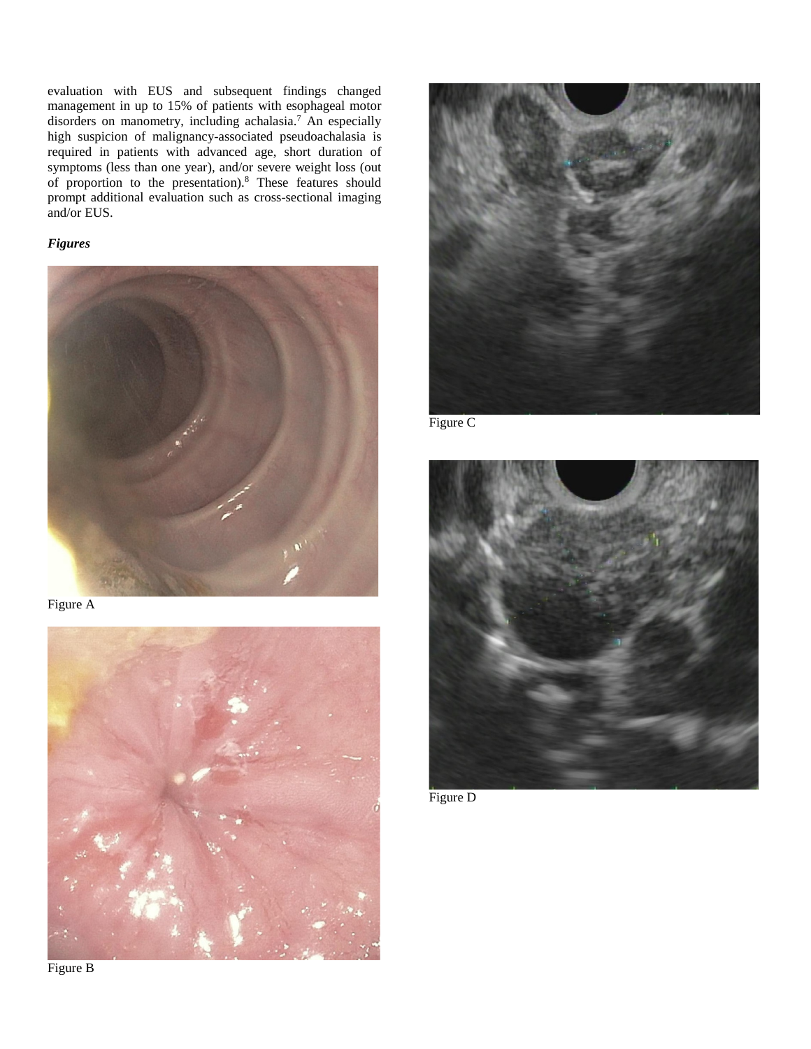evaluation with EUS and subsequent findings changed management in up to 15% of patients with esophageal motor disorders on manometry, including achalasia.[7] An especially high suspicion of malignancy-associated pseudoachalasia is required in patients with advanced age, short duration of symptoms (less than one year), and/or severe weight loss (out of proportion to the presentation).[8] These features should prompt additional evaluation such as cross-sectional imaging and/or EUS.

***Figures***

Figure A

Figure B

Figure C

Figure D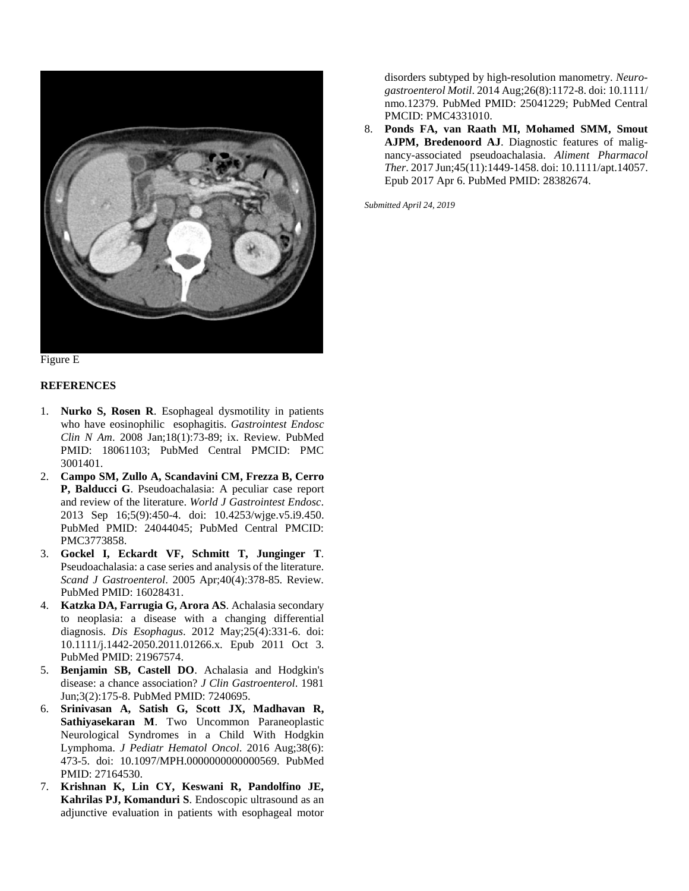Figure E

## REFERENCES

1. **Nurko S, Rosen R**. Esophageal dysmotility in patients who have eosinophilic esophagitis. *Gastrointest Endosc Clin N Am*. 2008 Jan;18(1):73-89; ix. Review. PubMed PMID: 18061103; PubMed Central PMCID: PMC 3001401.
2. **Campo SM, Zullo A, Scandavini CM, Frezza B, Cerro P, Balducci G**. Pseudoachalasia: A peculiar case report and review of the literature. *World J Gastrointest Endosc*. 2013 Sep 16;5(9):450-4. doi: 10.4253/wjge.v5.i9.450. PubMed PMID: 24044045; PubMed Central PMCID: PMC3773858.
3. **Gockel I, Eckardt VF, Schmitt T, Junginger T**. Pseudoachalasia: a case series and analysis of the literature. *Scand J Gastroenterol*. 2005 Apr;40(4):378-85. Review. PubMed PMID: 16028431.
4. **Katzka DA, Farrugia G, Arora AS**. Achalasia secondary to neoplasia: a disease with a changing differential diagnosis. *Dis Esophagus*. 2012 May;25(4):331-6. doi: 10.1111/j.1442-2050.2011.01266.x. Epub 2011 Oct 3. PubMed PMID: 21967574.
5. **Benjamin SB, Castell DO**. Achalasia and Hodgkin's disease: a chance association? *J Clin Gastroenterol*. 1981 Jun;3(2):175-8. PubMed PMID: 7240695.
6. **Srinivasan A, Satish G, Scott JX, Madhavan R, Sathiyasekaran M**. Two Uncommon Paraneoplastic Neurological Syndromes in a Child With Hodgkin Lymphoma. *J Pediatr Hematol Oncol*. 2016 Aug;38(6): 473-5. doi: 10.1097/MPH.0000000000000569. PubMed PMID: 27164530.
7. **Krishnan K, Lin CY, Keswani R, Pandolfino JE, Kahrilas PJ, Komanduri S**. Endoscopic ultrasound as an adjunctive evaluation in patients with esophageal motor disorders subtyped by high-resolution manometry. *Neurogastroenterol Motil*. 2014 Aug;26(8):1172-8. doi: 10.1111/nmo.12379. PubMed PMID: 25041229; PubMed Central PMCID: PMC4331010.
8. **Ponds FA, van Raath MI, Mohamed SMM, Smout AJPM, Bredenoord AJ**. Diagnostic features of malignancy-associated pseudoachalasia. *Aliment Pharmacol Ther*. 2017 Jun;45(11):1449-1458. doi: 10.1111/apt.14057. Epub 2017 Apr 6. PubMed PMID: 28382674.

*Submitted April 24, 2019*